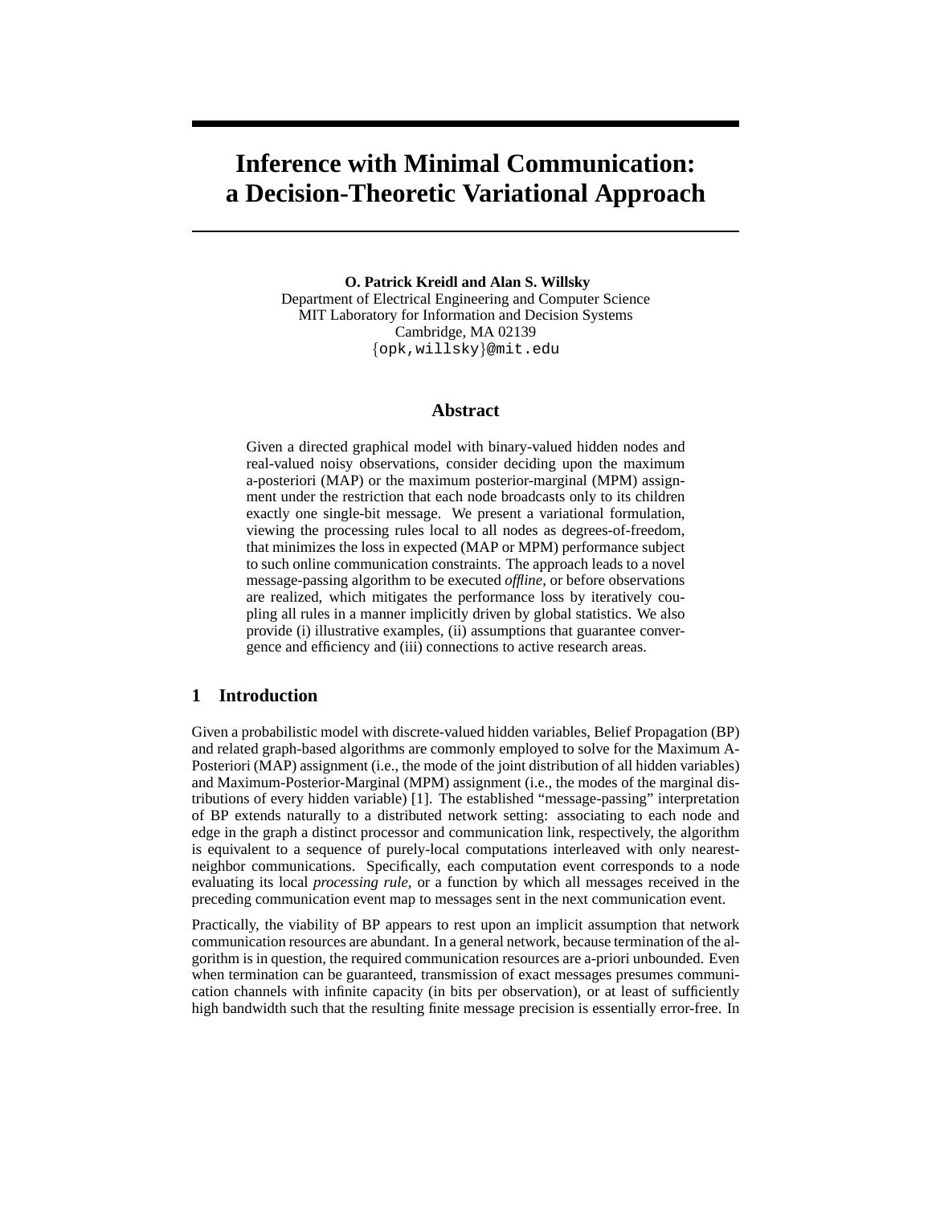# Inference with Minimal Communication: a Decision-Theoretic Variational Approach

**O. Patrick Kreidl and Alan S. Willsky**
Department of Electrical Engineering and Computer Science
MIT Laboratory for Information and Decision Systems
Cambridge, MA 02139
{opk,willsky}@mit.edu

## Abstract

Given a directed graphical model with binary-valued hidden nodes and real-valued noisy observations, consider deciding upon the maximum a-posteriori (MAP) or the maximum posterior-marginal (MPM) assignment under the restriction that each node broadcasts only to its children exactly one single-bit message. We present a variational formulation, viewing the processing rules local to all nodes as degrees-of-freedom, that minimizes the loss in expected (MAP or MPM) performance subject to such online communication constraints. The approach leads to a novel message-passing algorithm to be executed *offline*, or before observations are realized, which mitigates the performance loss by iteratively coupling all rules in a manner implicitly driven by global statistics. We also provide (i) illustrative examples, (ii) assumptions that guarantee convergence and efficiency and (iii) connections to active research areas.

## 1 Introduction

Given a probabilistic model with discrete-valued hidden variables, Belief Propagation (BP) and related graph-based algorithms are commonly employed to solve for the Maximum A-Posteriori (MAP) assignment (i.e., the mode of the joint distribution of all hidden variables) and Maximum-Posterior-Marginal (MPM) assignment (i.e., the modes of the marginal distributions of every hidden variable) [1]. The established "message-passing" interpretation of BP extends naturally to a distributed network setting: associating to each node and edge in the graph a distinct processor and communication link, respectively, the algorithm is equivalent to a sequence of purely-local computations interleaved with only nearest-neighbor communications. Specifically, each computation event corresponds to a node evaluating its local *processing rule*, or a function by which all messages received in the preceding communication event map to messages sent in the next communication event.

Practically, the viability of BP appears to rest upon an implicit assumption that network communication resources are abundant. In a general network, because termination of the algorithm is in question, the required communication resources are a-priori unbounded. Even when termination can be guaranteed, transmission of exact messages presumes communication channels with infinite capacity (in bits per observation), or at least of sufficiently high bandwidth such that the resulting finite message precision is essentially error-free. In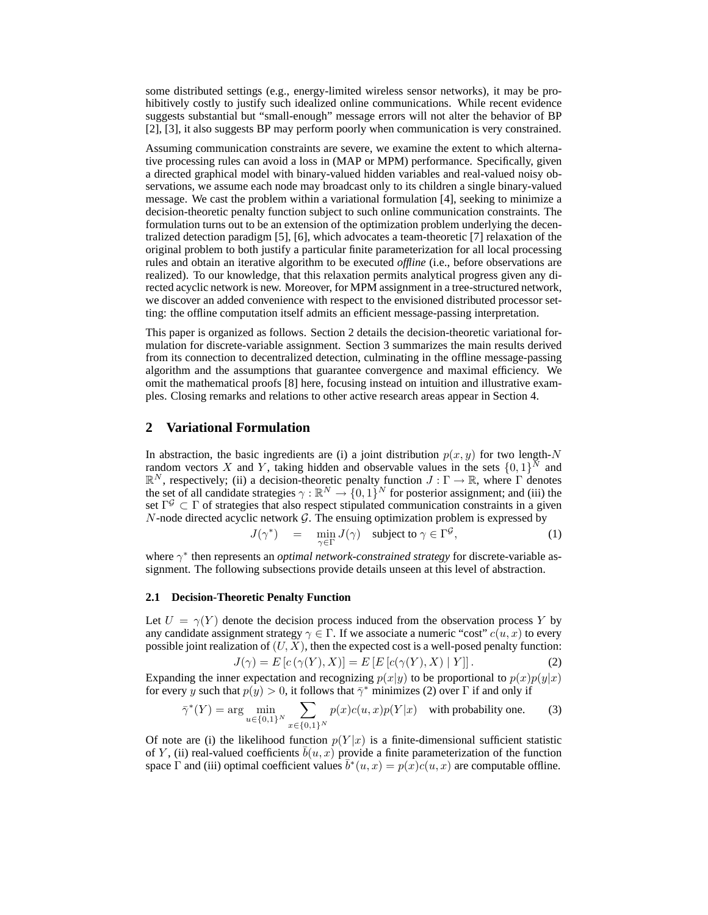some distributed settings (e.g., energy-limited wireless sensor networks), it may be prohibitively costly to justify such idealized online communications. While recent evidence suggests substantial but "small-enough" message errors will not alter the behavior of BP [2], [3], it also suggests BP may perform poorly when communication is very constrained.

Assuming communication constraints are severe, we examine the extent to which alternative processing rules can avoid a loss in (MAP or MPM) performance. Specifically, given a directed graphical model with binary-valued hidden variables and real-valued noisy observations, we assume each node may broadcast only to its children a single binary-valued message. We cast the problem within a variational formulation [4], seeking to minimize a decision-theoretic penalty function subject to such online communication constraints. The formulation turns out to be an extension of the optimization problem underlying the decentralized detection paradigm [5], [6], which advocates a team-theoretic [7] relaxation of the original problem to both justify a particular finite parameterization for all local processing rules and obtain an iterative algorithm to be executed *offline* (i.e., before observations are realized). To our knowledge, that this relaxation permits analytical progress given any directed acyclic network is new. Moreover, for MPM assignment in a tree-structured network, we discover an added convenience with respect to the envisioned distributed processor setting: the offline computation itself admits an efficient message-passing interpretation.

This paper is organized as follows. Section 2 details the decision-theoretic variational formulation for discrete-variable assignment. Section 3 summarizes the main results derived from its connection to decentralized detection, culminating in the offline message-passing algorithm and the assumptions that guarantee convergence and maximal efficiency. We omit the mathematical proofs [8] here, focusing instead on intuition and illustrative examples. Closing remarks and relations to other active research areas appear in Section 4.

## 2 Variational Formulation

In abstraction, the basic ingredients are (i) a joint distribution $p(x, y)$ for two length-$N$ random vectors $X$ and $Y$, taking hidden and observable values in the sets $\{0,1\}^N$ and $\mathbb{R}^N$, respectively; (ii) a decision-theoretic penalty function $J : \Gamma \to \mathbb{R}$, where $\Gamma$ denotes the set of all candidate strategies $\gamma : \mathbb{R}^N \to \{0,1\}^N$ for posterior assignment; and (iii) the set $\Gamma^{\mathcal{G}} \subset \Gamma$ of strategies that also respect stipulated communication constraints in a given $N$-node directed acyclic network $\mathcal{G}$. The ensuing optimization problem is expressed by

$$J(\gamma^*) \quad = \quad \min_{\gamma \in \Gamma} J(\gamma) \quad \text{subject to } \gamma \in \Gamma^{\mathcal{G}}, \tag{1}$$

where $\gamma^*$ then represents an *optimal network-constrained strategy* for discrete-variable assignment. The following subsections provide details unseen at this level of abstraction.

### 2.1 Decision-Theoretic Penalty Function

Let $U = \gamma(Y)$ denote the decision process induced from the observation process $Y$ by any candidate assignment strategy $\gamma \in \Gamma$. If we associate a numeric "cost" $c(u, x)$ to every possible joint realization of $(U, X)$, then the expected cost is a well-posed penalty function:

$$J(\gamma) = E\left[c\left(\gamma(Y), X\right)\right] = E\left[E\left[c(\gamma(Y), X) \mid Y\right]\right]. \tag{2}$$

Expanding the inner expectation and recognizing $p(x|y)$ to be proportional to $p(x)p(y|x)$ for every $y$ such that $p(y) > 0$, it follows that $\bar{\gamma}^*$ minimizes (2) over $\Gamma$ if and only if

$$\bar{\gamma}^*(Y) = \arg \min_{u \in \{0,1\}^N} \sum_{x \in \{0,1\}^N} p(x)c(u,x)p(Y|x) \quad \text{with probability one.} \tag{3}$$

Of note are (i) the likelihood function $p(Y|x)$ is a finite-dimensional sufficient statistic of $Y$, (ii) real-valued coefficients $\bar{b}(u,x)$ provide a finite parameterization of the function space $\Gamma$ and (iii) optimal coefficient values $\bar{b}^*(u,x) = p(x)c(u,x)$ are computable offline.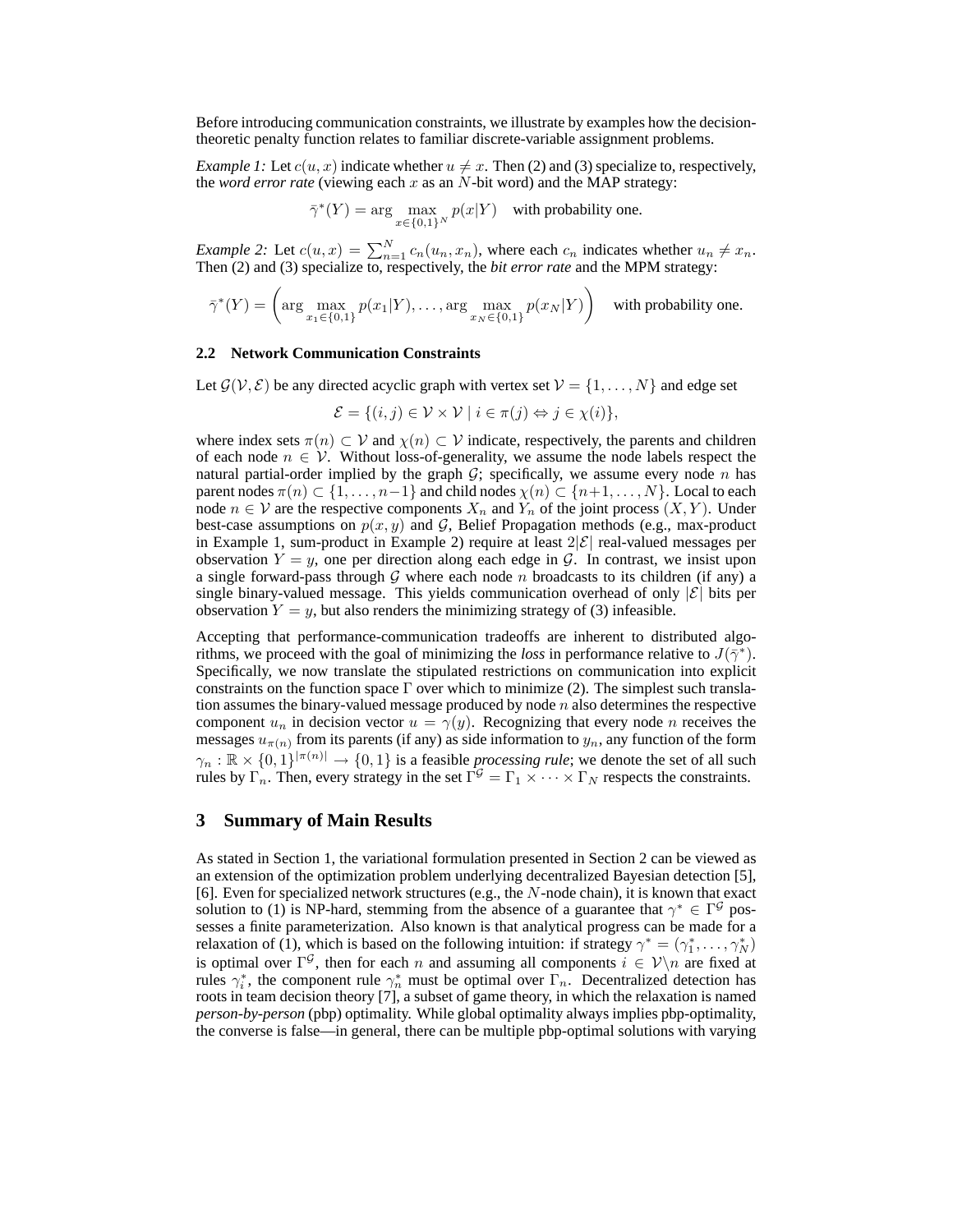Before introducing communication constraints, we illustrate by examples how the decision-theoretic penalty function relates to familiar discrete-variable assignment problems.

*Example 1:* Let $c(u, x)$ indicate whether $u \neq x$. Then (2) and (3) specialize to, respectively, the *word error rate* (viewing each $x$ as an $N$-bit word) and the MAP strategy:

$$\bar{\gamma}^*(Y) = \arg \max_{x \in \{0,1\}^N} p(x|Y) \quad \text{with probability one.}$$

*Example 2:* Let $c(u, x) = \sum_{n=1}^{N} c_n(u_n, x_n)$, where each $c_n$ indicates whether $u_n \neq x_n$. Then (2) and (3) specialize to, respectively, the *bit error rate* and the MPM strategy:

$$\bar{\gamma}^*(Y) = \left( \arg \max_{x_1 \in \{0,1\}} p(x_1|Y), \ldots, \arg \max_{x_N \in \{0,1\}} p(x_N|Y) \right) \quad \text{with probability one.}$$

### 2.2 Network Communication Constraints

Let $\mathcal{G}(\mathcal{V}, \mathcal{E})$ be any directed acyclic graph with vertex set $\mathcal{V} = \{1, \ldots, N\}$ and edge set

$$\mathcal{E} = \{(i, j) \in \mathcal{V} \times \mathcal{V} \mid i \in \pi(j) \Leftrightarrow j \in \chi(i)\},$$

where index sets $\pi(n) \subset \mathcal{V}$ and $\chi(n) \subset \mathcal{V}$ indicate, respectively, the parents and children of each node $n \in \mathcal{V}$. Without loss-of-generality, we assume the node labels respect the natural partial-order implied by the graph $\mathcal{G}$; specifically, we assume every node $n$ has parent nodes $\pi(n) \subset \{1, \ldots, n-1\}$ and child nodes $\chi(n) \subset \{n+1, \ldots, N\}$. Local to each node $n \in \mathcal{V}$ are the respective components $X_n$ and $Y_n$ of the joint process $(X, Y)$. Under best-case assumptions on $p(x, y)$ and $\mathcal{G}$, Belief Propagation methods (e.g., max-product in Example 1, sum-product in Example 2) require at least $2|\mathcal{E}|$ real-valued messages per observation $Y = y$, one per direction along each edge in $\mathcal{G}$. In contrast, we insist upon a single forward-pass through $\mathcal{G}$ where each node $n$ broadcasts to its children (if any) a single binary-valued message. This yields communication overhead of only $|\mathcal{E}|$ bits per observation $Y = y$, but also renders the minimizing strategy of (3) infeasible.

Accepting that performance-communication tradeoffs are inherent to distributed algorithms, we proceed with the goal of minimizing the *loss* in performance relative to $J(\bar{\gamma}^*)$. Specifically, we now translate the stipulated restrictions on communication into explicit constraints on the function space $\Gamma$ over which to minimize (2). The simplest such translation assumes the binary-valued message produced by node $n$ also determines the respective component $u_n$ in decision vector $u = \gamma(y)$. Recognizing that every node $n$ receives the messages $u_{\pi(n)}$ from its parents (if any) as side information to $y_n$, any function of the form $\gamma_n : \mathbb{R} \times \{0,1\}^{|\pi(n)|} \to \{0,1\}$ is a feasible *processing rule*; we denote the set of all such rules by $\Gamma_n$. Then, every strategy in the set $\Gamma^{\mathcal{G}} = \Gamma_1 \times \cdots \times \Gamma_N$ respects the constraints.

## 3 Summary of Main Results

As stated in Section 1, the variational formulation presented in Section 2 can be viewed as an extension of the optimization problem underlying decentralized Bayesian detection [5], [6]. Even for specialized network structures (e.g., the $N$-node chain), it is known that exact solution to (1) is NP-hard, stemming from the absence of a guarantee that $\gamma^* \in \Gamma^{\mathcal{G}}$ possesses a finite parameterization. Also known is that analytical progress can be made for a relaxation of (1), which is based on the following intuition: if strategy $\gamma^* = (\gamma_1^*, \ldots, \gamma_N^*)$ is optimal over $\Gamma^{\mathcal{G}}$, then for each $n$ and assuming all components $i \in \mathcal{V} \backslash n$ are fixed at rules $\gamma_i^*$, the component rule $\gamma_n^*$ must be optimal over $\Gamma_n$. Decentralized detection has roots in team decision theory [7], a subset of game theory, in which the relaxation is named *person-by-person* (pbp) optimality. While global optimality always implies pbp-optimality, the converse is false—in general, there can be multiple pbp-optimal solutions with varying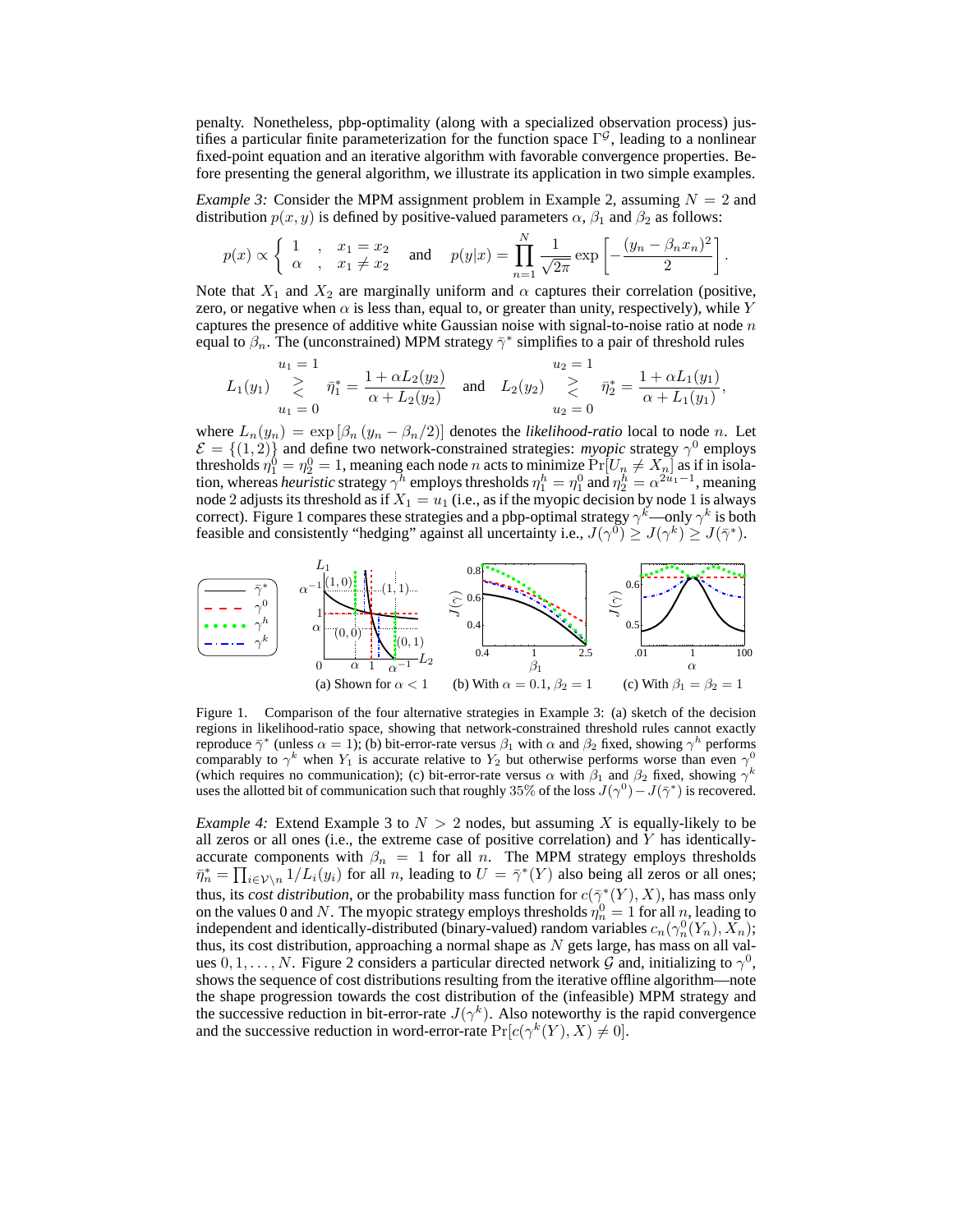penalty. Nonetheless, pbp-optimality (along with a specialized observation process) justifies a particular finite parameterization for the function space $\Gamma^{\mathcal{G}}$, leading to a nonlinear fixed-point equation and an iterative algorithm with favorable convergence properties. Before presenting the general algorithm, we illustrate its application in two simple examples.

*Example 3:* Consider the MPM assignment problem in Example 2, assuming $N = 2$ and distribution $p(x, y)$ is defined by positive-valued parameters $\alpha$, $\beta_1$ and $\beta_2$ as follows:

$$p(x) \propto \begin{cases} 1 & , \quad x_1 = x_2 \\ \alpha & , \quad x_1 \neq x_2 \end{cases} \quad \text{and} \quad p(y|x) = \prod_{n=1}^{N} \frac{1}{\sqrt{2\pi}} \exp\left[-\frac{(y_n - \beta_n x_n)^2}{2}\right].$$

Note that $X_1$ and $X_2$ are marginally uniform and $\alpha$ captures their correlation (positive, zero, or negative when $\alpha$ is less than, equal to, or greater than unity, respectively), while $Y$ captures the presence of additive white Gaussian noise with signal-to-noise ratio at node $n$ equal to $\beta_n$. The (unconstrained) MPM strategy $\bar{\gamma}^*$ simplifies to a pair of threshold rules

$$L_1(y_1) \underset{u_1=0}{\overset{u_1=1}{\gtrless}} \bar{\eta}_1^* = \frac{1 + \alpha L_2(y_2)}{\alpha + L_2(y_2)} \quad \text{and} \quad L_2(y_2) \underset{u_2=0}{\overset{u_2=1}{\gtrless}} \bar{\eta}_2^* = \frac{1 + \alpha L_1(y_1)}{\alpha + L_1(y_1)},$$

where $L_n(y_n) = \exp[\beta_n(y_n - \beta_n/2)]$ denotes the *likelihood-ratio* local to node $n$. Let $\mathcal{E} = \{(1, 2)\}$ and define two network-constrained strategies: *myopic* strategy $\gamma^0$ employs thresholds $\eta_1^0 = \eta_2^0 = 1$, meaning each node $n$ acts to minimize $\Pr[U_n \neq X_n]$ as if in isolation, whereas *heuristic* strategy $\gamma^h$ employs thresholds $\eta_1^h = \eta_1^0$ and $\eta_2^h = \alpha^{2u_1 - 1}$, meaning node 2 adjusts its threshold as if $X_1 = u_1$ (i.e., as if the myopic decision by node 1 is always correct). Figure 1 compares these strategies and a pbp-optimal strategy $\gamma^k$—only $\gamma^k$ is both feasible and consistently "hedging" against all uncertainty i.e., $J(\gamma^0) \geq J(\gamma^k) \geq J(\bar{\gamma}^*)$.

(a) Shown for $\alpha < 1$ (b) With $\alpha = 0.1$, $\beta_2 = 1$ (c) With $\beta_1 = \beta_2 = 1$

Figure 1. Comparison of the four alternative strategies in Example 3: (a) sketch of the decision regions in likelihood-ratio space, showing that network-constrained threshold rules cannot exactly reproduce $\bar{\gamma}^*$ (unless $\alpha = 1$); (b) bit-error-rate versus $\beta_1$ with $\alpha$ and $\beta_2$ fixed, showing $\gamma^h$ performs comparably to $\gamma^k$ when $Y_1$ is accurate relative to $Y_2$ but otherwise performs worse than even $\gamma^0$ (which requires no communication); (c) bit-error-rate versus $\alpha$ with $\beta_1$ and $\beta_2$ fixed, showing $\gamma^k$ uses the allotted bit of communication such that roughly 35% of the loss $J(\gamma^0) - J(\bar{\gamma}^*)$ is recovered.

*Example 4:* Extend Example 3 to $N > 2$ nodes, but assuming $X$ is equally-likely to be all zeros or all ones (i.e., the extreme case of positive correlation) and $Y$ has identically-accurate components with $\beta_n = 1$ for all $n$. The MPM strategy employs thresholds $\bar{\eta}_n^* = \prod_{i \in \mathcal{V} \setminus n} 1/L_i(y_i)$ for all $n$, leading to $U = \bar{\gamma}^*(Y)$ also being all zeros or all ones; thus, its *cost distribution*, or the probability mass function for $c(\bar{\gamma}^*(Y), X)$, has mass only on the values 0 and $N$. The myopic strategy employs thresholds $\eta_n^0 = 1$ for all $n$, leading to independent and identically-distributed (binary-valued) random variables $c_n(\gamma_n^0(Y_n), X_n)$; thus, its cost distribution, approaching a normal shape as $N$ gets large, has mass on all values $0, 1, \ldots, N$. Figure 2 considers a particular directed network $\mathcal{G}$ and, initializing to $\gamma^0$, shows the sequence of cost distributions resulting from the iterative offline algorithm—note the shape progression towards the cost distribution of the (infeasible) MPM strategy and the successive reduction in bit-error-rate $J(\gamma^k)$. Also noteworthy is the rapid convergence and the successive reduction in word-error-rate $\Pr[c(\gamma^k(Y), X) \neq 0]$.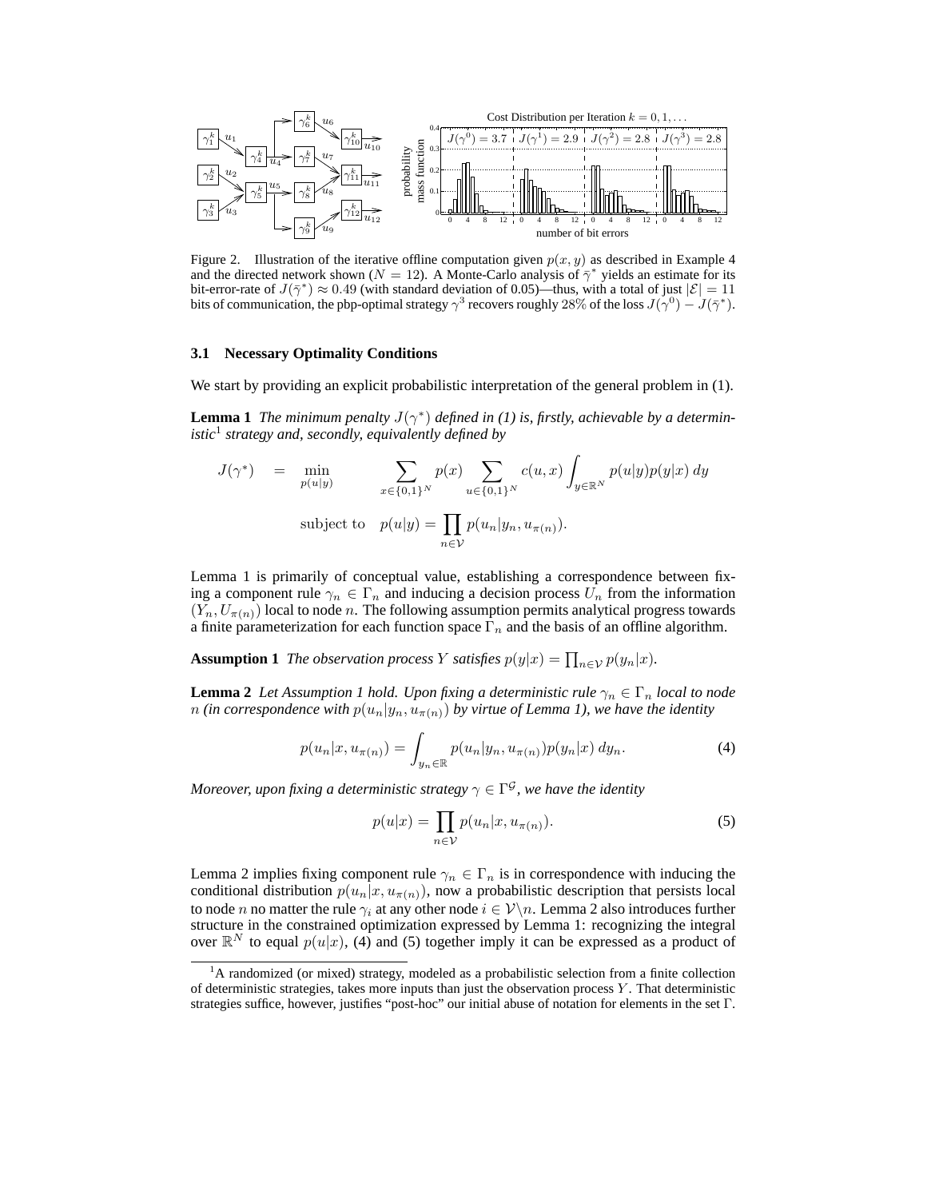Figure 2. Illustration of the iterative offline computation given $p(x, y)$ as described in Example 4 and the directed network shown ($N = 12$). A Monte-Carlo analysis of $\bar{\gamma}^*$ yields an estimate for its bit-error-rate of $J(\bar{\gamma}^*) \approx 0.49$ (with standard deviation of 0.05)—thus, with a total of just $|\mathcal{E}| = 11$ bits of communication, the pbp-optimal strategy $\gamma^3$ recovers roughly 28% of the loss $J(\gamma^0) - J(\bar{\gamma}^*)$.

### 3.1 Necessary Optimality Conditions

We start by providing an explicit probabilistic interpretation of the general problem in (1).

**Lemma 1** *The minimum penalty $J(\gamma^*)$ defined in (1) is, firstly, achievable by a deterministic*[1] *strategy and, secondly, equivalently defined by*

$$J(\gamma^*) = \min_{p(u|y)} \sum_{x \in \{0,1\}^N} p(x) \sum_{u \in \{0,1\}^N} c(u,x) \int_{y \in \mathbb{R}^N} p(u|y)p(y|x)\, dy$$

$$\text{subject to} \quad p(u|y) = \prod_{n \in \mathcal{V}} p(u_n|y_n, u_{\pi(n)}).$$

Lemma 1 is primarily of conceptual value, establishing a correspondence between fixing a component rule $\gamma_n \in \Gamma_n$ and inducing a decision process $U_n$ from the information $(Y_n, U_{\pi(n)})$ local to node $n$. The following assumption permits analytical progress towards a finite parameterization for each function space $\Gamma_n$ and the basis of an offline algorithm.

**Assumption 1** *The observation process $Y$ satisfies $p(y|x) = \prod_{n \in \mathcal{V}} p(y_n|x)$.*

**Lemma 2** *Let Assumption 1 hold. Upon fixing a deterministic rule $\gamma_n \in \Gamma_n$ local to node $n$ (in correspondence with $p(u_n|y_n, u_{\pi(n)})$ by virtue of Lemma 1), we have the identity*

$$p(u_n|x, u_{\pi(n)}) = \int_{y_n \in \mathbb{R}} p(u_n|y_n, u_{\pi(n)})p(y_n|x)\, dy_n. \tag{4}$$

*Moreover, upon fixing a deterministic strategy $\gamma \in \Gamma^{\mathcal{G}}$, we have the identity*

$$p(u|x) = \prod_{n \in \mathcal{V}} p(u_n|x, u_{\pi(n)}). \tag{5}$$

Lemma 2 implies fixing component rule $\gamma_n \in \Gamma_n$ is in correspondence with inducing the conditional distribution $p(u_n|x, u_{\pi(n)})$, now a probabilistic description that persists local to node $n$ no matter the rule $\gamma_i$ at any other node $i \in \mathcal{V}\backslash n$. Lemma 2 also introduces further structure in the constrained optimization expressed by Lemma 1: recognizing the integral over $\mathbb{R}^N$ to equal $p(u|x)$, (4) and (5) together imply it can be expressed as a product of

[1] A randomized (or mixed) strategy, modeled as a probabilistic selection from a finite collection of deterministic strategies, takes more inputs than just the observation process $Y$. That deterministic strategies suffice, however, justifies "post-hoc" our initial abuse of notation for elements in the set $\Gamma$.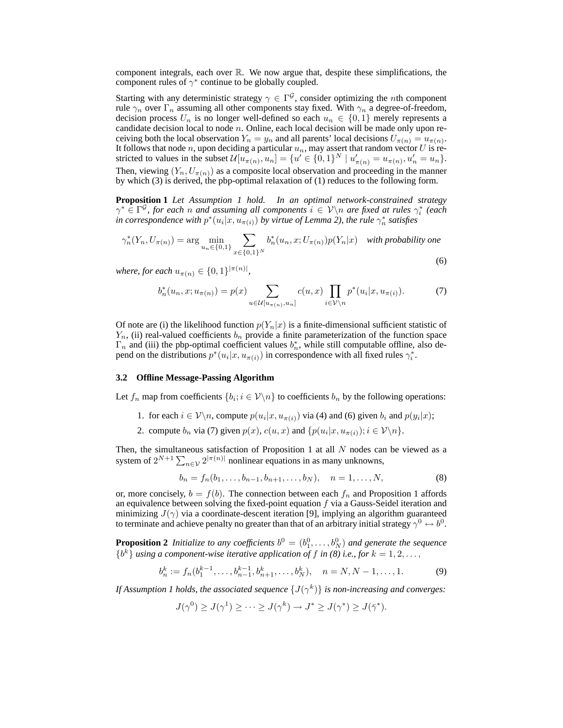component integrals, each over $\mathbb{R}$. We now argue that, despite these simplifications, the component rules of $\gamma^*$ continue to be globally coupled.

Starting with any deterministic strategy $\gamma \in \Gamma^{\mathcal{G}}$, consider optimizing the $n$th component rule $\gamma_n$ over $\Gamma_n$ assuming all other components stay fixed. With $\gamma_n$ a degree-of-freedom, decision process $U_n$ is no longer well-defined so each $u_n \in \{0, 1\}$ merely represents a candidate decision local to node $n$. Online, each local decision will be made only upon receiving both the local observation $Y_n = y_n$ and all parents' local decisions $U_{\pi(n)} = u_{\pi(n)}$. It follows that node $n$, upon deciding a particular $u_n$, may assert that random vector $U$ is restricted to values in the subset $\mathcal{U}[u_{\pi(n)}, u_n] = \{u' \in \{0, 1\}^N \mid u'_{\pi(n)} = u_{\pi(n)}, u'_n = u_n\}$. Then, viewing $(Y_n, U_{\pi(n)})$ as a composite local observation and proceeding in the manner by which (3) is derived, the pbp-optimal relaxation of (1) reduces to the following form.

**Proposition 1** *Let Assumption 1 hold. In an optimal network-constrained strategy $\gamma^* \in \Gamma^{\mathcal{G}}$, for each $n$ and assuming all components $i \in \mathcal{V}\backslash n$ are fixed at rules $\gamma_i^*$ (each in correspondence with $p^*(u_i|x, u_{\pi(i)})$ by virtue of Lemma 2), the rule $\gamma_n^*$ satisfies*

$$\gamma_n^*(Y_n, U_{\pi(n)}) = \arg \min_{u_n \in \{0,1\}} \sum_{x \in \{0,1\}^N} b_n^*(u_n, x; U_{\pi(n)}) p(Y_n|x) \quad \textit{with probability one} \tag{6}$$

*where, for each $u_{\pi(n)} \in \{0, 1\}^{|\pi(n)|}$,*

$$b_n^*(u_n, x; u_{\pi(n)}) = p(x) \sum_{u \in \mathcal{U}[u_{\pi(n)}, u_n]} c(u, x) \prod_{i \in \mathcal{V}\backslash n} p^*(u_i|x, u_{\pi(i)}). \tag{7}$$

Of note are (i) the likelihood function $p(Y_n|x)$ is a finite-dimensional sufficient statistic of $Y_n$, (ii) real-valued coefficients $b_n$ provide a finite parameterization of the function space $\Gamma_n$ and (iii) the pbp-optimal coefficient values $b_n^*$, while still computable offline, also depend on the distributions $p^*(u_i|x, u_{\pi(i)})$ in correspondence with all fixed rules $\gamma_i^*$.

### 3.2 Offline Message-Passing Algorithm

Let $f_n$ map from coefficients $\{b_i; i \in \mathcal{V}\backslash n\}$ to coefficients $b_n$ by the following operations:

1. for each $i \in \mathcal{V}\backslash n$, compute $p(u_i|x, u_{\pi(i)})$ via (4) and (6) given $b_i$ and $p(y_i|x)$;
2. compute $b_n$ via (7) given $p(x)$, $c(u, x)$ and $\{p(u_i|x, u_{\pi(i)}); i \in \mathcal{V}\backslash n\}$.

Then, the simultaneous satisfaction of Proposition 1 at all $N$ nodes can be viewed as a system of $2^{N+1} \sum_{n \in \mathcal{V}} 2^{|\pi(n)|}$ nonlinear equations in as many unknowns,

$$b_n = f_n(b_1, \ldots, b_{n-1}, b_{n+1}, \ldots, b_N), \quad n = 1, \ldots, N, \tag{8}$$

or, more concisely, $b = f(b)$. The connection between each $f_n$ and Proposition 1 affords an equivalence between solving the fixed-point equation $f$ via a Gauss-Seidel iteration and minimizing $J(\gamma)$ via a coordinate-descent iteration [9], implying an algorithm guaranteed to terminate and achieve penalty no greater than that of an arbitrary initial strategy $\gamma^0 \leftrightarrow b^0$.

**Proposition 2** *Initialize to any coefficients $b^0 = (b_1^0, \ldots, b_N^0)$ and generate the sequence $\{b^k\}$ using a component-wise iterative application of $f$ in (8) i.e., for $k = 1, 2, \ldots$,*

$$b_n^k := f_n(b_1^{k-1}, \ldots, b_{n-1}^{k-1}, b_{n+1}^k, \ldots, b_N^k), \quad n = N, N-1, \ldots, 1. \tag{9}$$

*If Assumption 1 holds, the associated sequence $\{J(\gamma^k)\}$ is non-increasing and converges:*

$$J(\gamma^0) \geq J(\gamma^1) \geq \cdots \geq J(\gamma^k) \to J^* \geq J(\gamma^*) \geq J(\bar{\gamma}^*).$$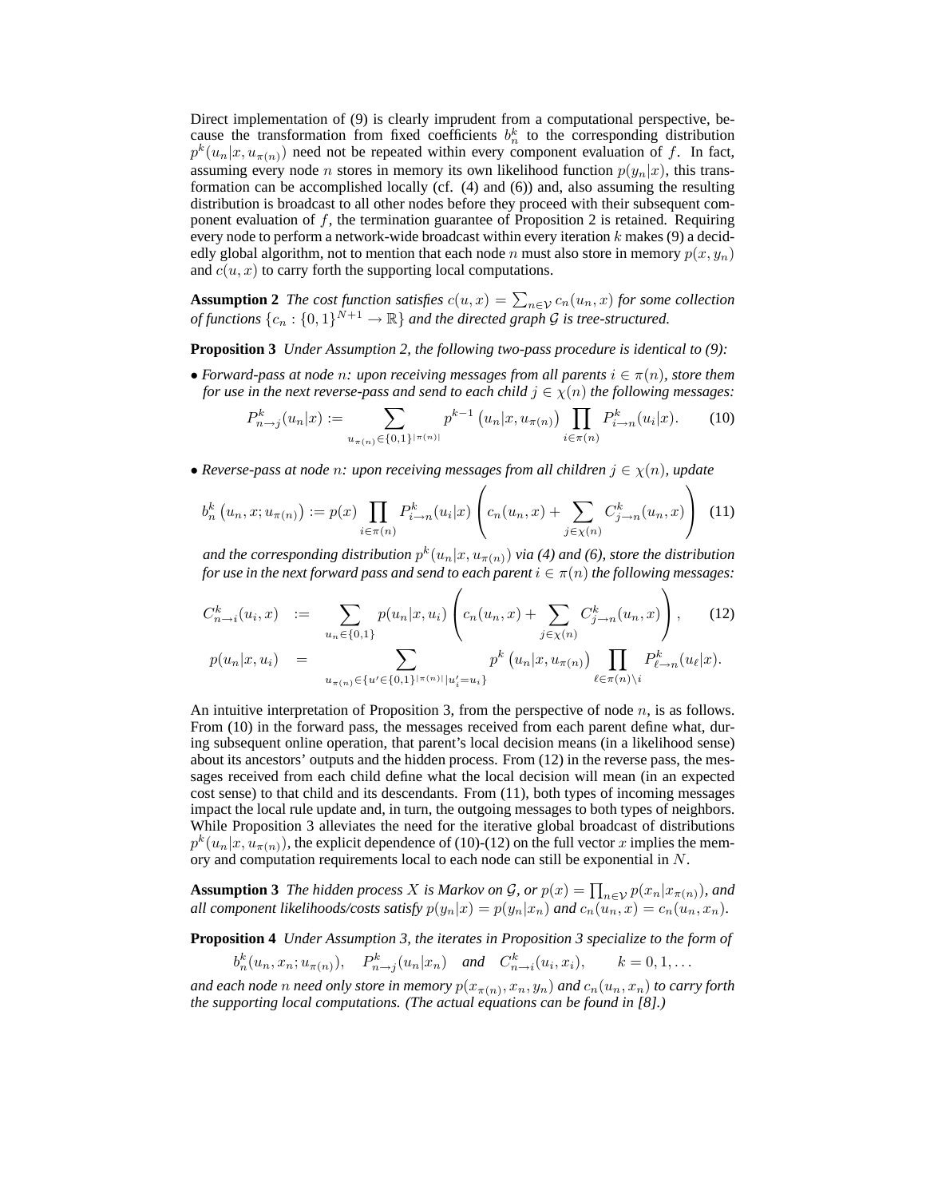Direct implementation of (9) is clearly imprudent from a computational perspective, because the transformation from fixed coefficients $b_n^k$ to the corresponding distribution $p^k(u_n|x, u_{\pi(n)})$ need not be repeated within every component evaluation of $f$. In fact, assuming every node $n$ stores in memory its own likelihood function $p(y_n|x)$, this transformation can be accomplished locally (cf. (4) and (6)) and, also assuming the resulting distribution is broadcast to all other nodes before they proceed with their subsequent component evaluation of $f$, the termination guarantee of Proposition 2 is retained. Requiring every node to perform a network-wide broadcast within every iteration $k$ makes (9) a decidedly global algorithm, not to mention that each node $n$ must also store in memory $p(x, y_n)$ and $c(u, x)$ to carry forth the supporting local computations.

**Assumption 2** *The cost function satisfies* $c(u, x) = \sum_{n \in \mathcal{V}} c_n(u_n, x)$ *for some collection of functions* $\{c_n : \{0, 1\}^{N+1} \to \mathbb{R}\}$ *and the directed graph* $\mathcal{G}$ *is tree-structured.*

**Proposition 3** *Under Assumption 2, the following two-pass procedure is identical to (9):*

- *Forward-pass at node $n$: upon receiving messages from all parents $i \in \pi(n)$, store them for use in the next reverse-pass and send to each child $j \in \chi(n)$ the following messages:*

$$P_{n \to j}^k(u_n|x) := \sum_{u_{\pi(n)} \in \{0,1\}^{|\pi(n)|}} p^{k-1}\left(u_n|x, u_{\pi(n)}\right) \prod_{i \in \pi(n)} P_{i \to n}^k(u_i|x). \qquad (10)$$

- *Reverse-pass at node $n$: upon receiving messages from all children $j \in \chi(n)$, update*

$$b_n^k\left(u_n, x; u_{\pi(n)}\right) := p(x) \prod_{i \in \pi(n)} P_{i \to n}^k(u_i|x) \left( c_n(u_n, x) + \sum_{j \in \chi(n)} C_{j \to n}^k(u_n, x) \right) \quad (11)$$

*and the corresponding distribution $p^k(u_n|x, u_{\pi(n)})$ via (4) and (6), store the distribution for use in the next forward pass and send to each parent $i \in \pi(n)$ the following messages:*

$$C_{n \to i}^k(u_i, x) := \sum_{u_n \in \{0,1\}} p(u_n|x, u_i) \left( c_n(u_n, x) + \sum_{j \in \chi(n)} C_{j \to n}^k(u_n, x) \right), \qquad (12)$$

$$p(u_n|x, u_i) = \sum_{u_{\pi(n)} \in \{u' \in \{0,1\}^{|\pi(n)|} | u'_i = u_i\}} p^k\left(u_n|x, u_{\pi(n)}\right) \prod_{\ell \in \pi(n) \setminus i} P_{\ell \to n}^k(u_\ell|x).$$

An intuitive interpretation of Proposition 3, from the perspective of node $n$, is as follows. From (10) in the forward pass, the messages received from each parent define what, during subsequent online operation, that parent's local decision means (in a likelihood sense) about its ancestors' outputs and the hidden process. From (12) in the reverse pass, the messages received from each child define what the local decision will mean (in an expected cost sense) to that child and its descendants. From (11), both types of incoming messages impact the local rule update and, in turn, the outgoing messages to both types of neighbors. While Proposition 3 alleviates the need for the iterative global broadcast of distributions $p^k(u_n|x, u_{\pi(n)})$, the explicit dependence of (10)-(12) on the full vector $x$ implies the memory and computation requirements local to each node can still be exponential in $N$.

**Assumption 3** *The hidden process $X$ is Markov on $\mathcal{G}$, or* $p(x) = \prod_{n \in \mathcal{V}} p(x_n|x_{\pi(n)})$*, and all component likelihoods/costs satisfy* $p(y_n|x) = p(y_n|x_n)$ *and* $c_n(u_n, x) = c_n(u_n, x_n)$*.*

**Proposition 4** *Under Assumption 3, the iterates in Proposition 3 specialize to the form of*

$$b_n^k(u_n, x_n; u_{\pi(n)}), \quad P_{n \to j}^k(u_n|x_n) \quad \text{and} \quad C_{n \to i}^k(u_i, x_i), \qquad k = 0, 1, \ldots$$

*and each node $n$ need only store in memory $p(x_{\pi(n)}, x_n, y_n)$ and $c_n(u_n, x_n)$ to carry forth the supporting local computations. (The actual equations can be found in [8].)*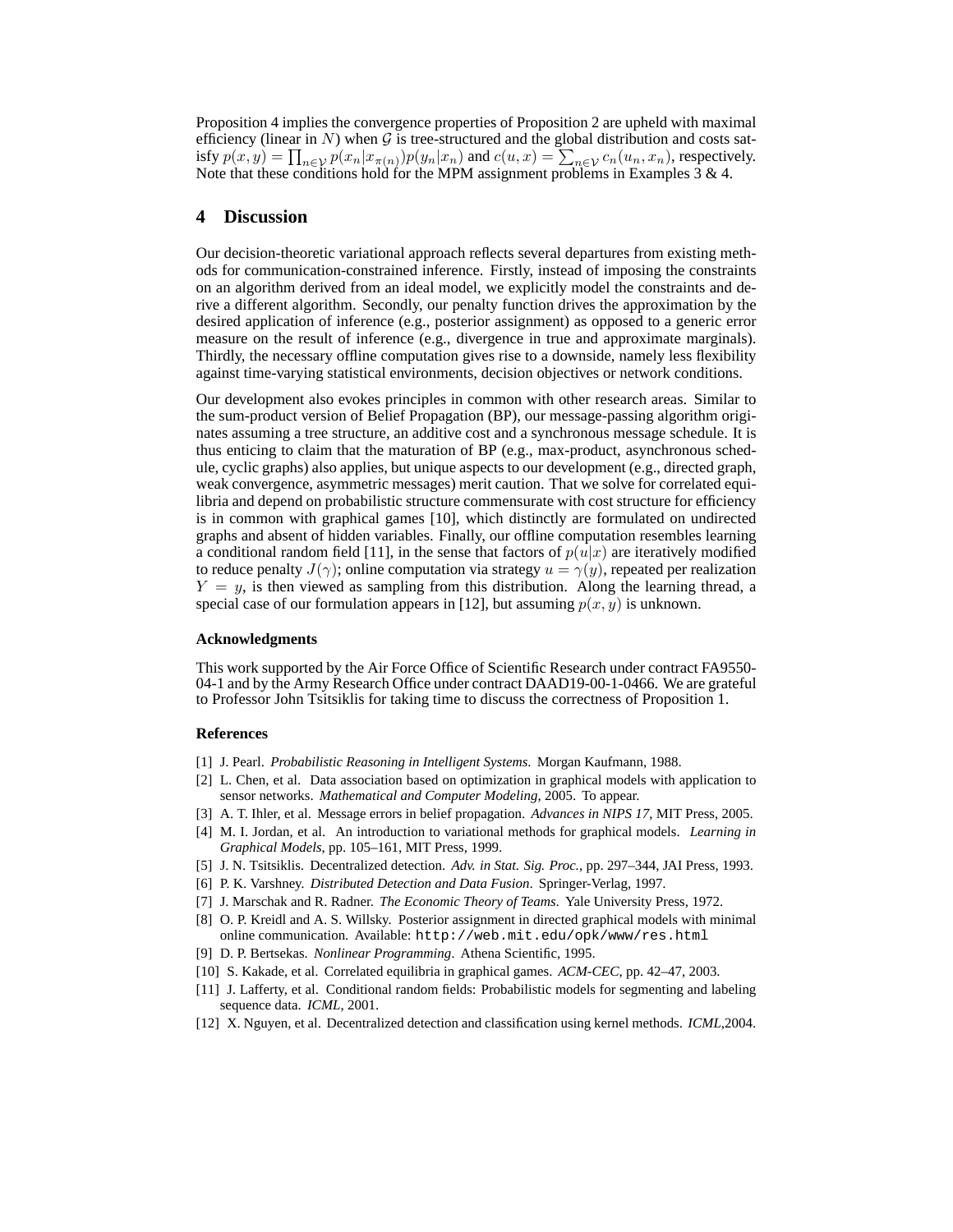Proposition 4 implies the convergence properties of Proposition 2 are upheld with maximal efficiency (linear in $N$) when $\mathcal{G}$ is tree-structured and the global distribution and costs satisfy $p(x,y) = \prod_{n \in \mathcal{V}} p(x_n|x_{\pi(n)})p(y_n|x_n)$ and $c(u,x) = \sum_{n \in \mathcal{V}} c_n(u_n, x_n)$, respectively. Note that these conditions hold for the MPM assignment problems in Examples 3 & 4.

## 4 Discussion

Our decision-theoretic variational approach reflects several departures from existing methods for communication-constrained inference. Firstly, instead of imposing the constraints on an algorithm derived from an ideal model, we explicitly model the constraints and derive a different algorithm. Secondly, our penalty function drives the approximation by the desired application of inference (e.g., posterior assignment) as opposed to a generic error measure on the result of inference (e.g., divergence in true and approximate marginals). Thirdly, the necessary offline computation gives rise to a downside, namely less flexibility against time-varying statistical environments, decision objectives or network conditions.

Our development also evokes principles in common with other research areas. Similar to the sum-product version of Belief Propagation (BP), our message-passing algorithm originates assuming a tree structure, an additive cost and a synchronous message schedule. It is thus enticing to claim that the maturation of BP (e.g., max-product, asynchronous schedule, cyclic graphs) also applies, but unique aspects to our development (e.g., directed graph, weak convergence, asymmetric messages) merit caution. That we solve for correlated equilibria and depend on probabilistic structure commensurate with cost structure for efficiency is in common with graphical games [10], which distinctly are formulated on undirected graphs and absent of hidden variables. Finally, our offline computation resembles learning a conditional random field [11], in the sense that factors of $p(u|x)$ are iteratively modified to reduce penalty $J(\gamma)$; online computation via strategy $u = \gamma(y)$, repeated per realization $Y = y$, is then viewed as sampling from this distribution. Along the learning thread, a special case of our formulation appears in [12], but assuming $p(x,y)$ is unknown.

### Acknowledgments

This work supported by the Air Force Office of Scientific Research under contract FA9550-04-1 and by the Army Research Office under contract DAAD19-00-1-0466. We are grateful to Professor John Tsitsiklis for taking time to discuss the correctness of Proposition 1.

### References

[1] J. Pearl. *Probabilistic Reasoning in Intelligent Systems*. Morgan Kaufmann, 1988.

[2] L. Chen, et al. Data association based on optimization in graphical models with application to sensor networks. *Mathematical and Computer Modeling*, 2005. To appear.

[3] A. T. Ihler, et al. Message errors in belief propagation. *Advances in NIPS 17*, MIT Press, 2005.

[4] M. I. Jordan, et al. An introduction to variational methods for graphical models. *Learning in Graphical Models*, pp. 105–161, MIT Press, 1999.

[5] J. N. Tsitsiklis. Decentralized detection. *Adv. in Stat. Sig. Proc.*, pp. 297–344, JAI Press, 1993.

[6] P. K. Varshney. *Distributed Detection and Data Fusion*. Springer-Verlag, 1997.

[7] J. Marschak and R. Radner. *The Economic Theory of Teams*. Yale University Press, 1972.

[8] O. P. Kreidl and A. S. Willsky. Posterior assignment in directed graphical models with minimal online communication. Available: `http://web.mit.edu/opk/www/res.html`

[9] D. P. Bertsekas. *Nonlinear Programming*. Athena Scientific, 1995.

[10] S. Kakade, et al. Correlated equilibria in graphical games. *ACM-CEC*, pp. 42–47, 2003.

[11] J. Lafferty, et al. Conditional random fields: Probabilistic models for segmenting and labeling sequence data. *ICML*, 2001.

[12] X. Nguyen, et al. Decentralized detection and classification using kernel methods. *ICML*,2004.